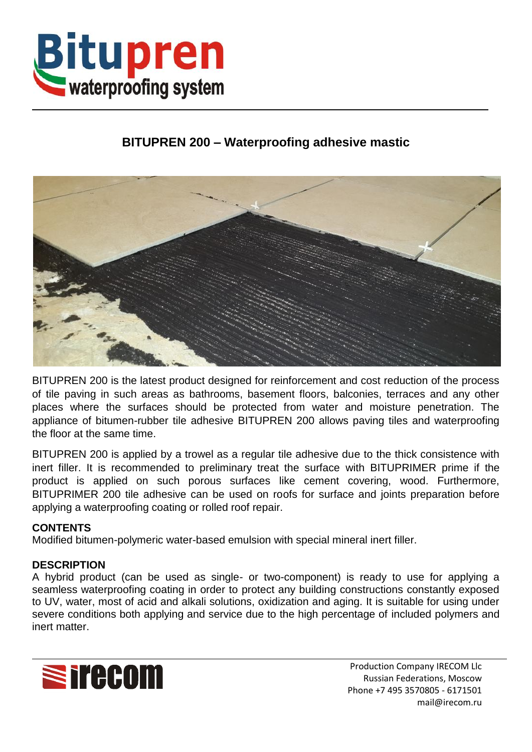# BITUPREN 200 – Waterproofing adhesive mastic

BITUPREN 200 is the latest product designed for reinforcement and cost reduction of the process of tile paving in such areas as bathrooms, basement floors, balconies, terraces and any other places where the surfaces should be protected from water and moisture penetration. The appliance of bitumen-rubber tile adhesive BITUPREN 200 allows paving tiles and waterproofing the floor at the same time.

BITUPREN 200 is applied by a trowel as a regular tile adhesive due to the thick consistence with inert filler. It is recommended to preliminary treat the surface with BITUPRIMER prime if the product is applied on such porous surfaces like cement covering, wood. Furthermore, BITUPRIMER 200 tile adhesive can be used on roofs for surface and joints preparation before applying a waterproofing coating or rolled roof repair.

**CONTENTS**

Modified bitumen-polymeric water-based emulsion with special mineral inert filler.

**DESCRIPTION**

A hybrid product (can be used as single- or two-component) is ready to use for applying a seamless waterproofing coating in order to protect any building constructions constantly exposed to UV, water, most of acid and alkali solutions, oxidization and aging. It is suitable for using under severe conditions both applying and service due to the high percentage of included polymers and inert matter.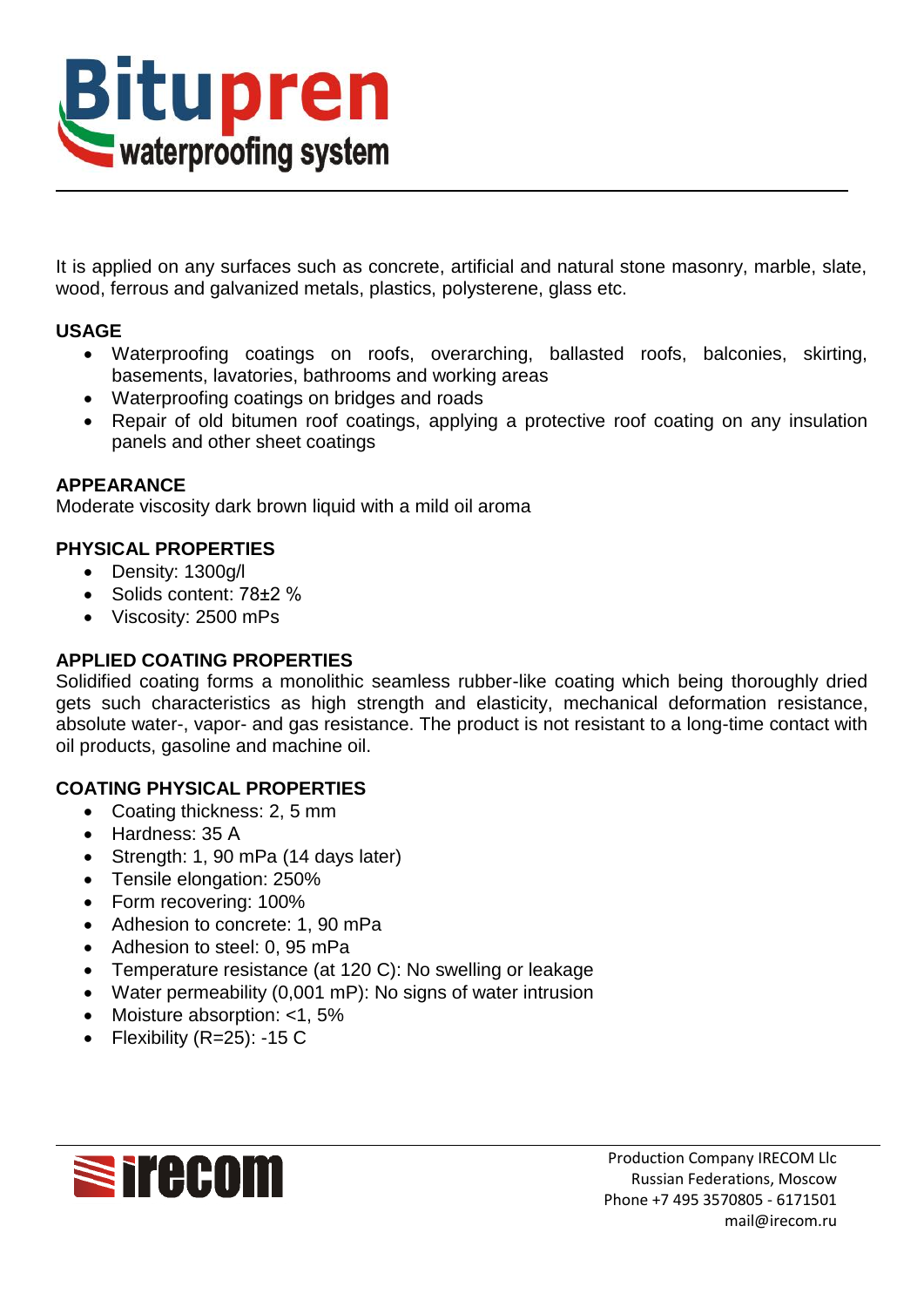It is applied on any surfaces such as concrete, artificial and natural stone masonry, marble, slate, wood, ferrous and galvanized metals, plastics, polysterene, glass etc.

**USAGE**

- Waterproofing coatings on roofs, overarching, ballasted roofs, balconies, skirting, basements, lavatories, bathrooms and working areas
- Waterproofing coatings on bridges and roads
- Repair of old bitumen roof coatings, applying a protective roof coating on any insulation panels and other sheet coatings

**APPEARANCE**

Moderate viscosity dark brown liquid with a mild oil aroma

**PHYSICAL PROPERTIES**

- Density: 1300g/l
- Solids content: 78±2 %
- Viscosity: 2500 mPs

**APPLIED COATING PROPERTIES**

Solidified coating forms a monolithic seamless rubber-like coating which being thoroughly dried gets such characteristics as high strength and elasticity, mechanical deformation resistance, absolute water-, vapor- and gas resistance. The product is not resistant to a long-time contact with oil products, gasoline and machine oil.

**COATING PHYSICAL PROPERTIES**

- Coating thickness: 2, 5 mm
- Hardness: 35 A
- Strength: 1, 90 mPa (14 days later)
- Tensile elongation: 250%
- Form recovering: 100%
- Adhesion to concrete: 1, 90 mPa
- Adhesion to steel: 0, 95 mPa
- Temperature resistance (at 120 C): No swelling or leakage
- Water permeability (0,001 mP): No signs of water intrusion
- Moisture absorption: <1, 5%
- Flexibility (R=25): -15 C

Production Company IRECOM Llc
Russian Federations, Moscow
Phone +7 495 3570805 - 6171501
mail@irecom.ru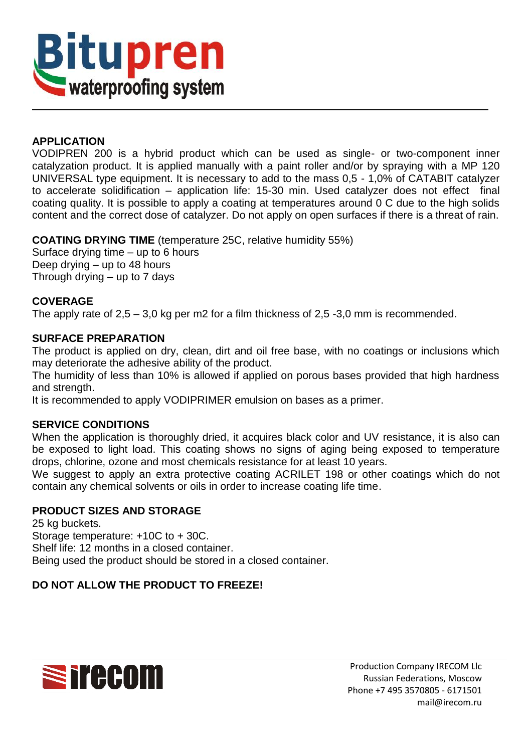## APPLICATION

VODIPREN 200 is a hybrid product which can be used as single- or two-component inner catalyzation product. It is applied manually with a paint roller and/or by spraying with a MP 120 UNIVERSAL type equipment. It is necessary to add to the mass 0,5 - 1,0% of CATABIT catalyzer to accelerate solidification – application life: 15-30 min. Used catalyzer does not effect final coating quality. It is possible to apply a coating at temperatures around 0 C due to the high solids content and the correct dose of catalyzer. Do not apply on open surfaces if there is a threat of rain.

**COATING DRYING TIME** (temperature 25C, relative humidity 55%)

Surface drying time – up to 6 hours
Deep drying – up to 48 hours
Through drying – up to 7 days

## COVERAGE

The apply rate of 2,5 – 3,0 kg per m2 for a film thickness of 2,5 -3,0 mm is recommended.

## SURFACE PREPARATION

The product is applied on dry, clean, dirt and oil free base, with no coatings or inclusions which may deteriorate the adhesive ability of the product.

The humidity of less than 10% is allowed if applied on porous bases provided that high hardness and strength.

It is recommended to apply VODIPRIMER emulsion on bases as a primer.

## SERVICE CONDITIONS

When the application is thoroughly dried, it acquires black color and UV resistance, it is also can be exposed to light load. This coating shows no signs of aging being exposed to temperature drops, chlorine, ozone and most chemicals resistance for at least 10 years.

We suggest to apply an extra protective coating ACRILET 198 or other coatings which do not contain any chemical solvents or oils in order to increase coating life time.

## PRODUCT SIZES AND STORAGE

25 kg buckets.
Storage temperature: +10C to + 30C.
Shelf life: 12 months in a closed container.
Being used the product should be stored in a closed container.

**DO NOT ALLOW THE PRODUCT TO FREEZE!**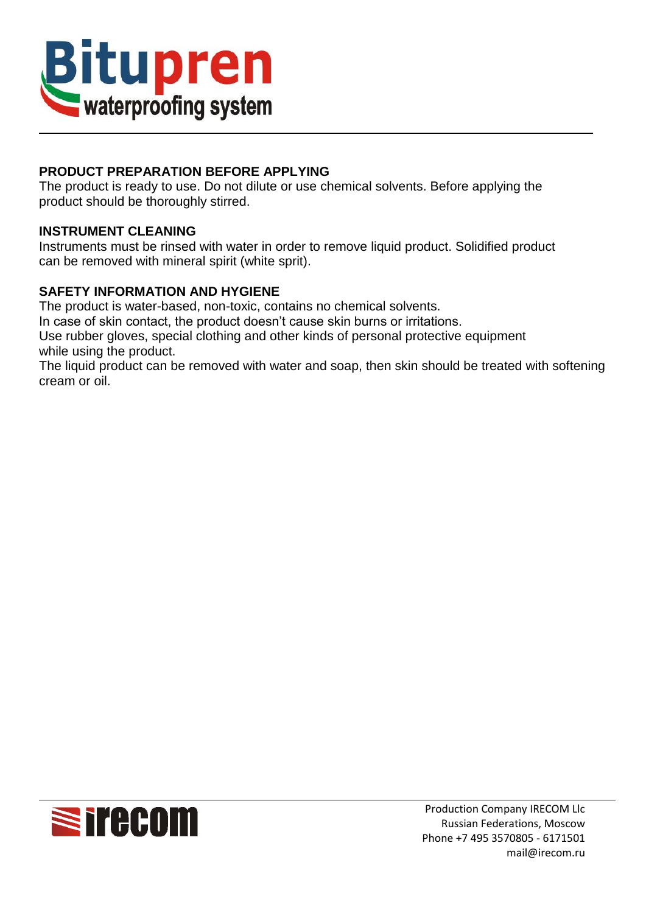## PRODUCT PREPARATION BEFORE APPLYING

The product is ready to use. Do not dilute or use chemical solvents. Before applying the product should be thoroughly stirred.

## INSTRUMENT CLEANING

Instruments must be rinsed with water in order to remove liquid product. Solidified product can be removed with mineral spirit (white sprit).

## SAFETY INFORMATION AND HYGIENE

The product is water-based, non-toxic, contains no chemical solvents.
In case of skin contact, the product doesn't cause skin burns or irritations.
Use rubber gloves, special clothing and other kinds of personal protective equipment while using the product.
The liquid product can be removed with water and soap, then skin should be treated with softening cream or oil.